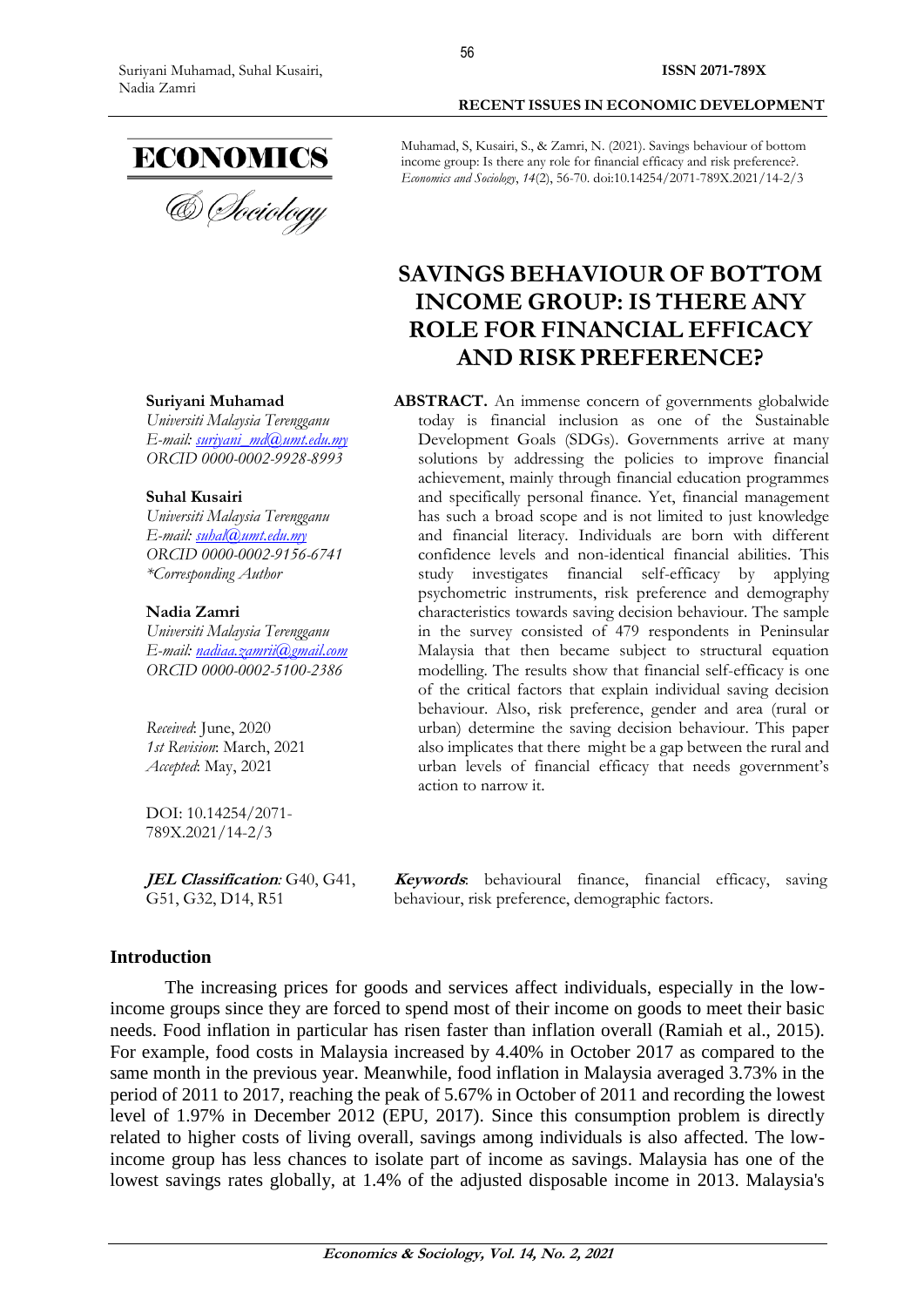Muhamad, S, Kusairi, S., & Zamri, N. (2021). Savings behaviour of bottom income group: Is there any role for financial efficacy and risk preference?. *Economics and Sociology*, *14*(2), 56-70. doi:10.14254/2071-789X.2021/14-2/3

# SAVINGS BEHAVIOUR OF BOTTOM INCOME GROUP: IS THERE ANY ROLE FOR FINANCIAL EFFICACY AND RISK PREFERENCE?

**Suriyani Muhamad**
*Universiti Malaysia Terengganu*
*E-mail: suriyani_md@umt.edu.my*
*ORCID 0000-0002-9928-8993*

**Suhal Kusairi**
*Universiti Malaysia Terengganu*
*E-mail: suhal@umt.edu.my*
*ORCID 0000-0002-9156-6741*
*\*Corresponding Author*

**Nadia Zamri**
*Universiti Malaysia Terengganu*
*E-mail: nadiaa.zamrii@gmail.com*
*ORCID 0000-0002-5100-2386*

*Received*: June, 2020
*1st Revision*: March, 2021
*Accepted*: May, 2021

DOI: 10.14254/2071-789X.2021/14-2/3

***JEL Classification**:* G40, G41, G51, G32, D14, R51

**ABSTRACT.** An immense concern of governments globalwide today is financial inclusion as one of the Sustainable Development Goals (SDGs). Governments arrive at many solutions by addressing the policies to improve financial achievement, mainly through financial education programmes and specifically personal finance. Yet, financial management has such a broad scope and is not limited to just knowledge and financial literacy. Individuals are born with different confidence levels and non-identical financial abilities. This study investigates financial self-efficacy by applying psychometric instruments, risk preference and demography characteristics towards saving decision behaviour. The sample in the survey consisted of 479 respondents in Peninsular Malaysia that then became subject to structural equation modelling. The results show that financial self-efficacy is one of the critical factors that explain individual saving decision behaviour. Also, risk preference, gender and area (rural or urban) determine the saving decision behaviour. This paper also implicates that there might be a gap between the rural and urban levels of financial efficacy that needs government's action to narrow it.

***Keywords***: behavioural finance, financial efficacy, saving behaviour, risk preference, demographic factors.

## Introduction

The increasing prices for goods and services affect individuals, especially in the low-income groups since they are forced to spend most of their income on goods to meet their basic needs. Food inflation in particular has risen faster than inflation overall (Ramiah et al., 2015). For example, food costs in Malaysia increased by 4.40% in October 2017 as compared to the same month in the previous year. Meanwhile, food inflation in Malaysia averaged 3.73% in the period of 2011 to 2017, reaching the peak of 5.67% in October of 2011 and recording the lowest level of 1.97% in December 2012 (EPU, 2017). Since this consumption problem is directly related to higher costs of living overall, savings among individuals is also affected. The low-income group has less chances to isolate part of income as savings. Malaysia has one of the lowest savings rates globally, at 1.4% of the adjusted disposable income in 2013. Malaysia's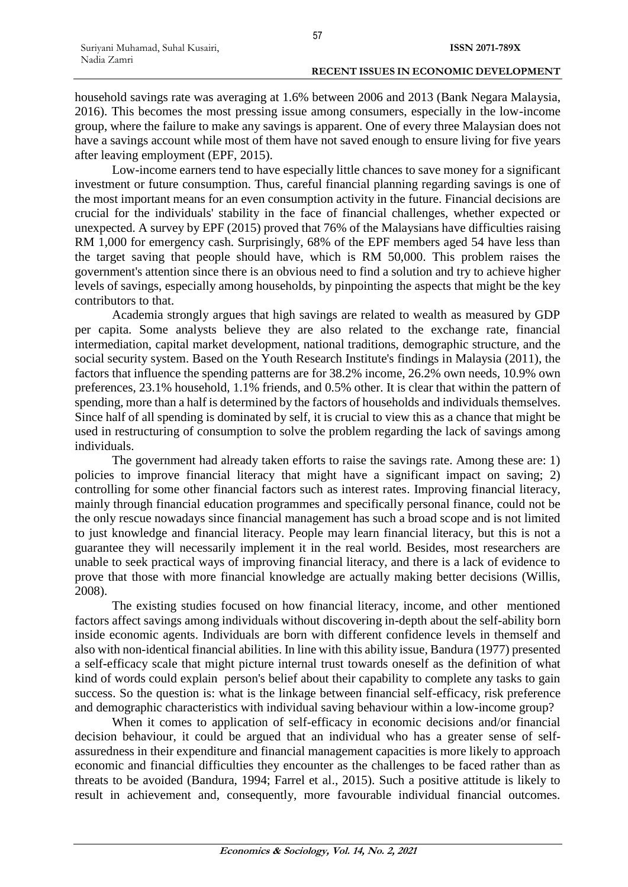household savings rate was averaging at 1.6% between 2006 and 2013 (Bank Negara Malaysia, 2016). This becomes the most pressing issue among consumers, especially in the low-income group, where the failure to make any savings is apparent. One of every three Malaysian does not have a savings account while most of them have not saved enough to ensure living for five years after leaving employment (EPF, 2015).

Low-income earners tend to have especially little chances to save money for a significant investment or future consumption. Thus, careful financial planning regarding savings is one of the most important means for an even consumption activity in the future. Financial decisions are crucial for the individuals' stability in the face of financial challenges, whether expected or unexpected. A survey by EPF (2015) proved that 76% of the Malaysians have difficulties raising RM 1,000 for emergency cash. Surprisingly, 68% of the EPF members aged 54 have less than the target saving that people should have, which is RM 50,000. This problem raises the government's attention since there is an obvious need to find a solution and try to achieve higher levels of savings, especially among households, by pinpointing the aspects that might be the key contributors to that.

Academia strongly argues that high savings are related to wealth as measured by GDP per capita. Some analysts believe they are also related to the exchange rate, financial intermediation, capital market development, national traditions, demographic structure, and the social security system. Based on the Youth Research Institute's findings in Malaysia (2011), the factors that influence the spending patterns are for 38.2% income, 26.2% own needs, 10.9% own preferences, 23.1% household, 1.1% friends, and 0.5% other. It is clear that within the pattern of spending, more than a half is determined by the factors of households and individuals themselves. Since half of all spending is dominated by self, it is crucial to view this as a chance that might be used in restructuring of consumption to solve the problem regarding the lack of savings among individuals.

The government had already taken efforts to raise the savings rate. Among these are: 1) policies to improve financial literacy that might have a significant impact on saving; 2) controlling for some other financial factors such as interest rates. Improving financial literacy, mainly through financial education programmes and specifically personal finance, could not be the only rescue nowadays since financial management has such a broad scope and is not limited to just knowledge and financial literacy. People may learn financial literacy, but this is not a guarantee they will necessarily implement it in the real world. Besides, most researchers are unable to seek practical ways of improving financial literacy, and there is a lack of evidence to prove that those with more financial knowledge are actually making better decisions (Willis, 2008).

The existing studies focused on how financial literacy, income, and other mentioned factors affect savings among individuals without discovering in-depth about the self-ability born inside economic agents. Individuals are born with different confidence levels in themself and also with non-identical financial abilities. In line with this ability issue, Bandura (1977) presented a self-efficacy scale that might picture internal trust towards oneself as the definition of what kind of words could explain person's belief about their capability to complete any tasks to gain success. So the question is: what is the linkage between financial self-efficacy, risk preference and demographic characteristics with individual saving behaviour within a low-income group?

When it comes to application of self-efficacy in economic decisions and/or financial decision behaviour, it could be argued that an individual who has a greater sense of self-assuredness in their expenditure and financial management capacities is more likely to approach economic and financial difficulties they encounter as the challenges to be faced rather than as threats to be avoided (Bandura, 1994; Farrel et al., 2015). Such a positive attitude is likely to result in achievement and, consequently, more favourable individual financial outcomes.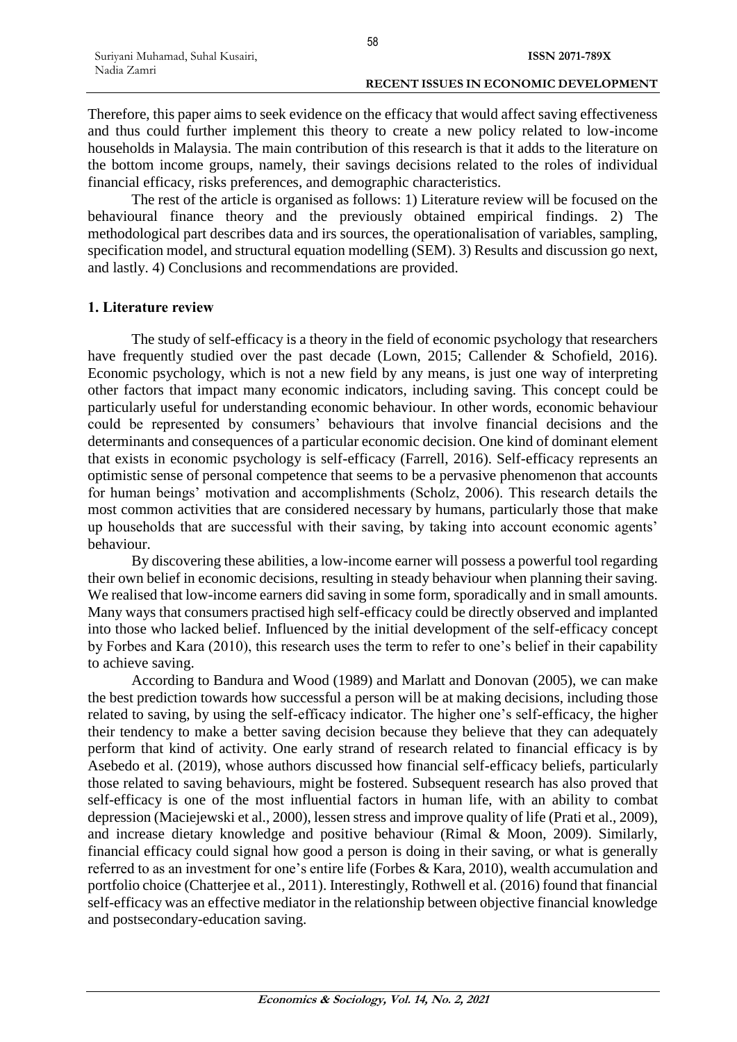Therefore, this paper aims to seek evidence on the efficacy that would affect saving effectiveness and thus could further implement this theory to create a new policy related to low-income households in Malaysia. The main contribution of this research is that it adds to the literature on the bottom income groups, namely, their savings decisions related to the roles of individual financial efficacy, risks preferences, and demographic characteristics.

The rest of the article is organised as follows: 1) Literature review will be focused on the behavioural finance theory and the previously obtained empirical findings. 2) The methodological part describes data and irs sources, the operationalisation of variables, sampling, specification model, and structural equation modelling (SEM). 3) Results and discussion go next, and lastly. 4) Conclusions and recommendations are provided.

## 1. Literature review

The study of self-efficacy is a theory in the field of economic psychology that researchers have frequently studied over the past decade (Lown, 2015; Callender & Schofield, 2016). Economic psychology, which is not a new field by any means, is just one way of interpreting other factors that impact many economic indicators, including saving. This concept could be particularly useful for understanding economic behaviour. In other words, economic behaviour could be represented by consumers' behaviours that involve financial decisions and the determinants and consequences of a particular economic decision. One kind of dominant element that exists in economic psychology is self-efficacy (Farrell, 2016). Self-efficacy represents an optimistic sense of personal competence that seems to be a pervasive phenomenon that accounts for human beings' motivation and accomplishments (Scholz, 2006). This research details the most common activities that are considered necessary by humans, particularly those that make up households that are successful with their saving, by taking into account economic agents' behaviour.

By discovering these abilities, a low-income earner will possess a powerful tool regarding their own belief in economic decisions, resulting in steady behaviour when planning their saving. We realised that low-income earners did saving in some form, sporadically and in small amounts. Many ways that consumers practised high self-efficacy could be directly observed and implanted into those who lacked belief. Influenced by the initial development of the self-efficacy concept by Forbes and Kara (2010), this research uses the term to refer to one's belief in their capability to achieve saving.

According to Bandura and Wood (1989) and Marlatt and Donovan (2005), we can make the best prediction towards how successful a person will be at making decisions, including those related to saving, by using the self-efficacy indicator. The higher one's self-efficacy, the higher their tendency to make a better saving decision because they believe that they can adequately perform that kind of activity. One early strand of research related to financial efficacy is by Asebedo et al. (2019), whose authors discussed how financial self-efficacy beliefs, particularly those related to saving behaviours, might be fostered. Subsequent research has also proved that self-efficacy is one of the most influential factors in human life, with an ability to combat depression (Maciejewski et al., 2000), lessen stress and improve quality of life (Prati et al., 2009), and increase dietary knowledge and positive behaviour (Rimal & Moon, 2009). Similarly, financial efficacy could signal how good a person is doing in their saving, or what is generally referred to as an investment for one's entire life (Forbes & Kara, 2010), wealth accumulation and portfolio choice (Chatterjee et al., 2011). Interestingly, Rothwell et al. (2016) found that financial self-efficacy was an effective mediator in the relationship between objective financial knowledge and postsecondary-education saving.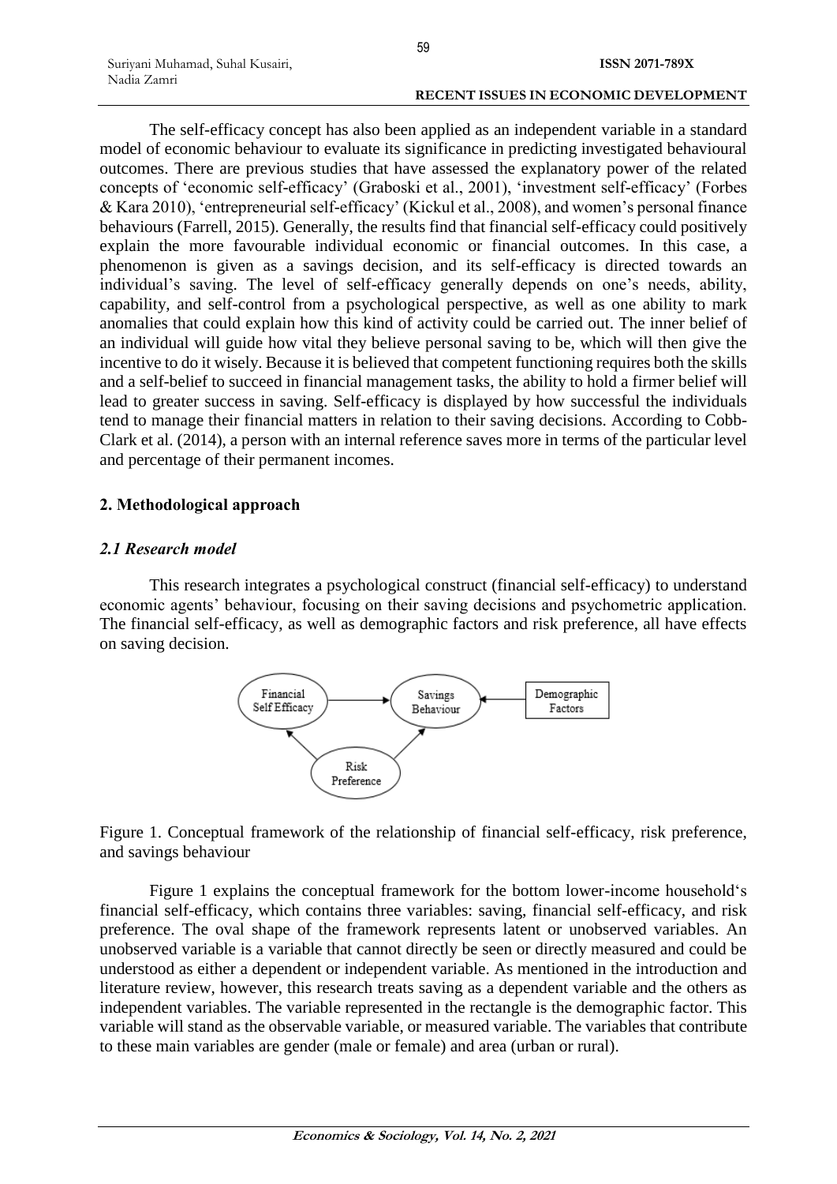The self-efficacy concept has also been applied as an independent variable in a standard model of economic behaviour to evaluate its significance in predicting investigated behavioural outcomes. There are previous studies that have assessed the explanatory power of the related concepts of 'economic self-efficacy' (Graboski et al., 2001), 'investment self-efficacy' (Forbes & Kara 2010), 'entrepreneurial self-efficacy' (Kickul et al., 2008), and women's personal finance behaviours (Farrell, 2015). Generally, the results find that financial self-efficacy could positively explain the more favourable individual economic or financial outcomes. In this case, a phenomenon is given as a savings decision, and its self-efficacy is directed towards an individual's saving. The level of self-efficacy generally depends on one's needs, ability, capability, and self-control from a psychological perspective, as well as one ability to mark anomalies that could explain how this kind of activity could be carried out. The inner belief of an individual will guide how vital they believe personal saving to be, which will then give the incentive to do it wisely. Because it is believed that competent functioning requires both the skills and a self-belief to succeed in financial management tasks, the ability to hold a firmer belief will lead to greater success in saving. Self-efficacy is displayed by how successful the individuals tend to manage their financial matters in relation to their saving decisions. According to Cobb-Clark et al. (2014), a person with an internal reference saves more in terms of the particular level and percentage of their permanent incomes.

## 2. Methodological approach

### *2.1 Research model*

This research integrates a psychological construct (financial self-efficacy) to understand economic agents' behaviour, focusing on their saving decisions and psychometric application. The financial self-efficacy, as well as demographic factors and risk preference, all have effects on saving decision.

Figure 1. Conceptual framework of the relationship of financial self-efficacy, risk preference, and savings behaviour

Figure 1 explains the conceptual framework for the bottom lower-income household's financial self-efficacy, which contains three variables: saving, financial self-efficacy, and risk preference. The oval shape of the framework represents latent or unobserved variables. An unobserved variable is a variable that cannot directly be seen or directly measured and could be understood as either a dependent or independent variable. As mentioned in the introduction and literature review, however, this research treats saving as a dependent variable and the others as independent variables. The variable represented in the rectangle is the demographic factor. This variable will stand as the observable variable, or measured variable. The variables that contribute to these main variables are gender (male or female) and area (urban or rural).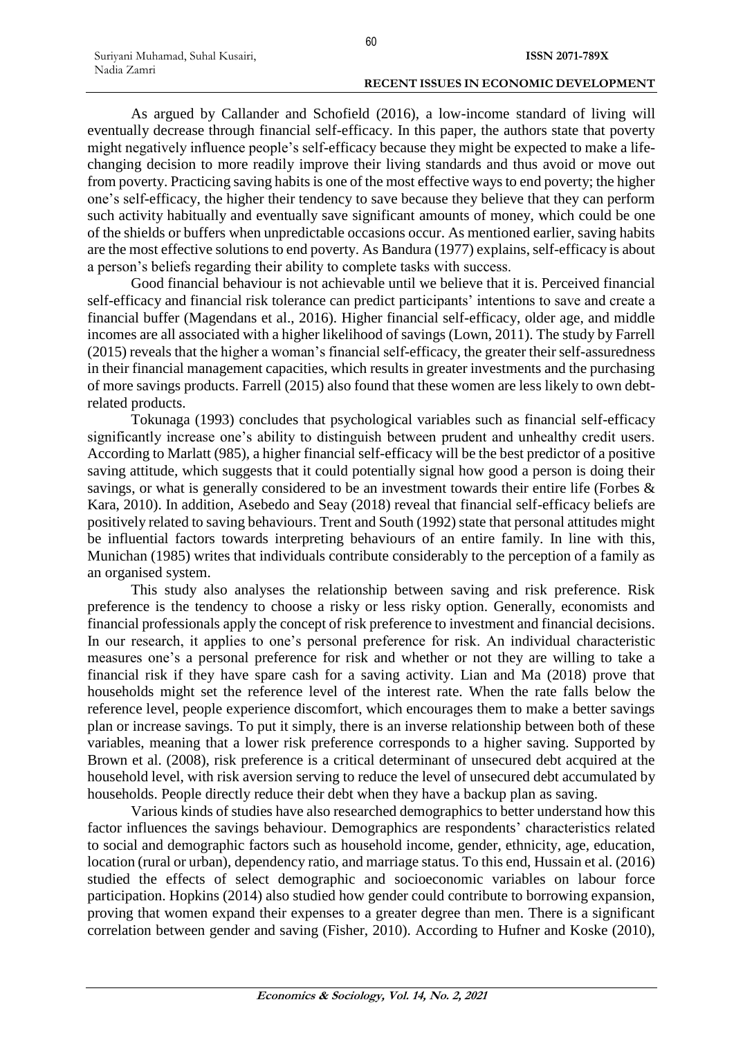As argued by Callander and Schofield (2016), a low-income standard of living will eventually decrease through financial self-efficacy. In this paper, the authors state that poverty might negatively influence people's self-efficacy because they might be expected to make a life-changing decision to more readily improve their living standards and thus avoid or move out from poverty. Practicing saving habits is one of the most effective ways to end poverty; the higher one's self-efficacy, the higher their tendency to save because they believe that they can perform such activity habitually and eventually save significant amounts of money, which could be one of the shields or buffers when unpredictable occasions occur. As mentioned earlier, saving habits are the most effective solutions to end poverty. As Bandura (1977) explains, self-efficacy is about a person's beliefs regarding their ability to complete tasks with success.

Good financial behaviour is not achievable until we believe that it is. Perceived financial self-efficacy and financial risk tolerance can predict participants' intentions to save and create a financial buffer (Magendans et al., 2016). Higher financial self-efficacy, older age, and middle incomes are all associated with a higher likelihood of savings (Lown, 2011). The study by Farrell (2015) reveals that the higher a woman's financial self-efficacy, the greater their self-assuredness in their financial management capacities, which results in greater investments and the purchasing of more savings products. Farrell (2015) also found that these women are less likely to own debt-related products.

Tokunaga (1993) concludes that psychological variables such as financial self-efficacy significantly increase one's ability to distinguish between prudent and unhealthy credit users. According to Marlatt (985), a higher financial self-efficacy will be the best predictor of a positive saving attitude, which suggests that it could potentially signal how good a person is doing their savings, or what is generally considered to be an investment towards their entire life (Forbes & Kara, 2010). In addition, Asebedo and Seay (2018) reveal that financial self-efficacy beliefs are positively related to saving behaviours. Trent and South (1992) state that personal attitudes might be influential factors towards interpreting behaviours of an entire family. In line with this, Munichan (1985) writes that individuals contribute considerably to the perception of a family as an organised system.

This study also analyses the relationship between saving and risk preference. Risk preference is the tendency to choose a risky or less risky option. Generally, economists and financial professionals apply the concept of risk preference to investment and financial decisions. In our research, it applies to one's personal preference for risk. An individual characteristic measures one's a personal preference for risk and whether or not they are willing to take a financial risk if they have spare cash for a saving activity. Lian and Ma (2018) prove that households might set the reference level of the interest rate. When the rate falls below the reference level, people experience discomfort, which encourages them to make a better savings plan or increase savings. To put it simply, there is an inverse relationship between both of these variables, meaning that a lower risk preference corresponds to a higher saving. Supported by Brown et al. (2008), risk preference is a critical determinant of unsecured debt acquired at the household level, with risk aversion serving to reduce the level of unsecured debt accumulated by households. People directly reduce their debt when they have a backup plan as saving.

Various kinds of studies have also researched demographics to better understand how this factor influences the savings behaviour. Demographics are respondents' characteristics related to social and demographic factors such as household income, gender, ethnicity, age, education, location (rural or urban), dependency ratio, and marriage status. To this end, Hussain et al. (2016) studied the effects of select demographic and socioeconomic variables on labour force participation. Hopkins (2014) also studied how gender could contribute to borrowing expansion, proving that women expand their expenses to a greater degree than men. There is a significant correlation between gender and saving (Fisher, 2010). According to Hufner and Koske (2010),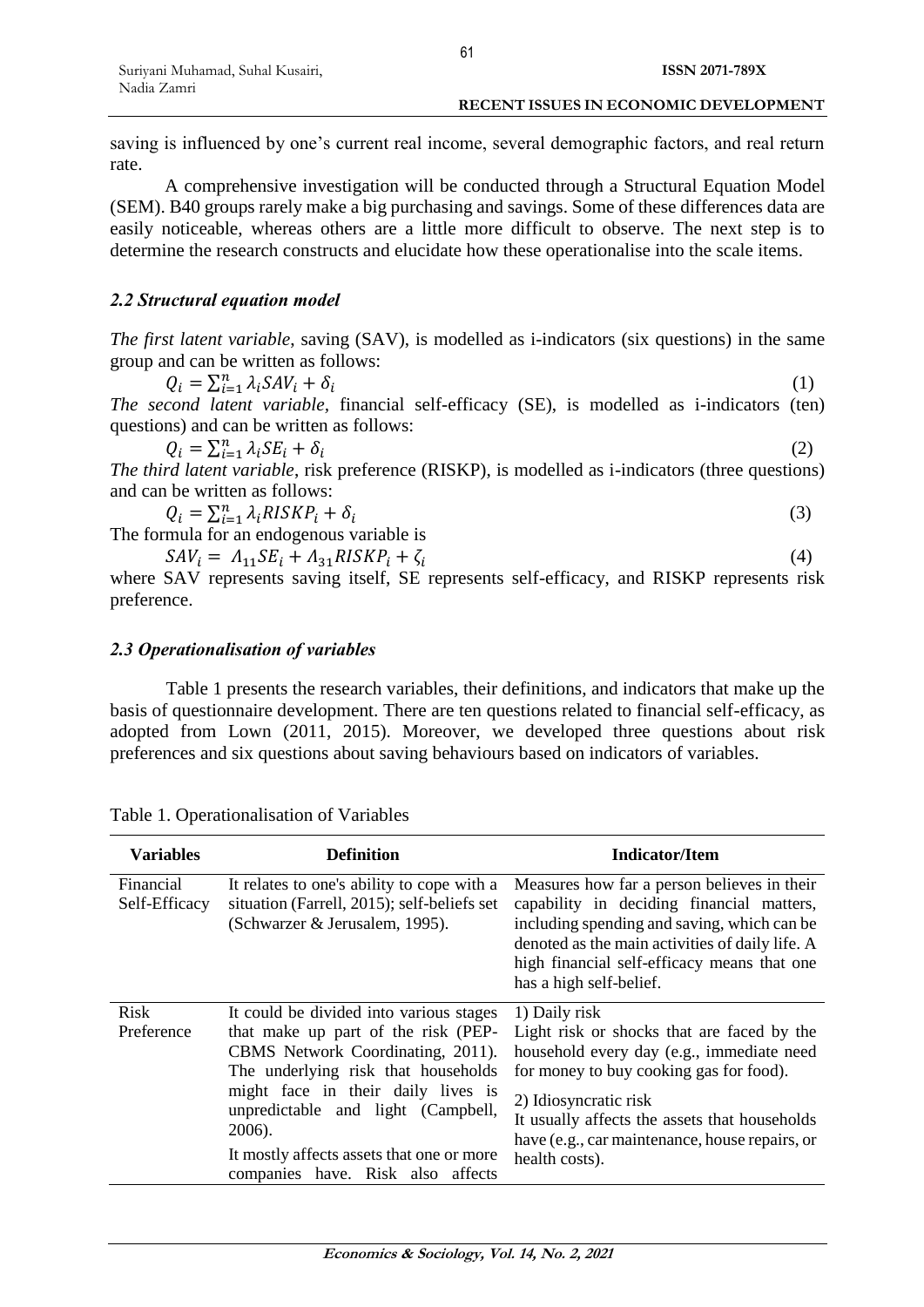saving is influenced by one's current real income, several demographic factors, and real return rate.

A comprehensive investigation will be conducted through a Structural Equation Model (SEM). B40 groups rarely make a big purchasing and savings. Some of these differences data are easily noticeable, whereas others are a little more difficult to observe. The next step is to determine the research constructs and elucidate how these operationalise into the scale items.

### *2.2 Structural equation model*

*The first latent variable*, saving (SAV), is modelled as i-indicators (six questions) in the same group and can be written as follows:

$$Q_i = \sum_{i=1}^{n} \lambda_i SAV_i + \delta_i \tag{1}$$

*The second latent variable*, financial self-efficacy (SE), is modelled as i-indicators (ten) questions) and can be written as follows:

$$Q_i = \sum_{i=1}^{n} \lambda_i SE_i + \delta_i \tag{2}$$

*The third latent variable*, risk preference (RISKP), is modelled as i-indicators (three questions) and can be written as follows:

$$Q_i = \sum_{i=1}^{n} \lambda_i RISKP_i + \delta_i \tag{3}$$

The formula for an endogenous variable is

$$SAV_i = \Lambda_{11} SE_i + \Lambda_{31} RISKP_i + \zeta_i \tag{4}$$

where SAV represents saving itself, SE represents self-efficacy, and RISKP represents risk preference.

### *2.3 Operationalisation of variables*

Table 1 presents the research variables, their definitions, and indicators that make up the basis of questionnaire development. There are ten questions related to financial self-efficacy, as adopted from Lown (2011, 2015). Moreover, we developed three questions about risk preferences and six questions about saving behaviours based on indicators of variables.

Table 1. Operationalisation of Variables

| Variables | Definition | Indicator/Item |
|---|---|---|
| Financial Self-Efficacy | It relates to one's ability to cope with a situation (Farrell, 2015); self-beliefs set (Schwarzer & Jerusalem, 1995). | Measures how far a person believes in their capability in deciding financial matters, including spending and saving, which can be denoted as the main activities of daily life. A high financial self-efficacy means that one has a high self-belief. |
| Risk Preference | It could be divided into various stages that make up part of the risk (PEP-CBMS Network Coordinating, 2011). The underlying risk that households might face in their daily lives is unpredictable and light (Campbell, 2006). It mostly affects assets that one or more companies have. Risk also affects | 1) Daily risk Light risk or shocks that are faced by the household every day (e.g., immediate need for money to buy cooking gas for food). 2) Idiosyncratic risk It usually affects the assets that households have (e.g., car maintenance, house repairs, or health costs). |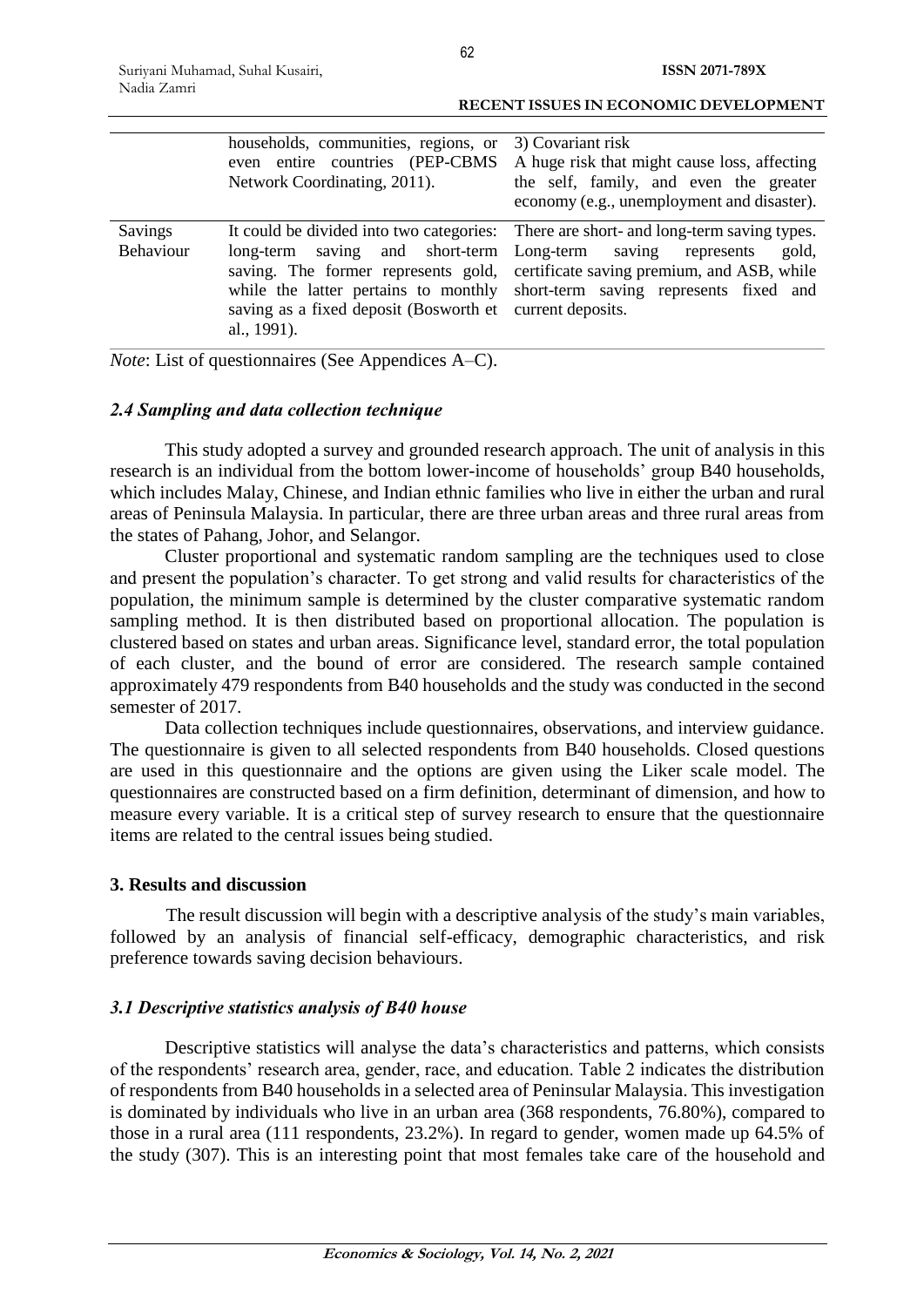| | | |
|---|---|---|
| | households, communities, regions, or even entire countries (PEP-CBMS Network Coordinating, 2011). | 3) Covariant risk<br>A huge risk that might cause loss, affecting the self, family, and even the greater economy (e.g., unemployment and disaster). |
| Savings Behaviour | It could be divided into two categories: long-term saving and short-term saving. The former represents gold, while the latter pertains to monthly saving as a fixed deposit (Bosworth et al., 1991). | There are short- and long-term saving types. Long-term saving represents gold, certificate saving premium, and ASB, while short-term saving represents fixed and current deposits. |

*Note*: List of questionnaires (See Appendices A–C).

### *2.4 Sampling and data collection technique*

This study adopted a survey and grounded research approach. The unit of analysis in this research is an individual from the bottom lower-income of households' group B40 households, which includes Malay, Chinese, and Indian ethnic families who live in either the urban and rural areas of Peninsula Malaysia. In particular, there are three urban areas and three rural areas from the states of Pahang, Johor, and Selangor.

Cluster proportional and systematic random sampling are the techniques used to close and present the population's character. To get strong and valid results for characteristics of the population, the minimum sample is determined by the cluster comparative systematic random sampling method. It is then distributed based on proportional allocation. The population is clustered based on states and urban areas. Significance level, standard error, the total population of each cluster, and the bound of error are considered. The research sample contained approximately 479 respondents from B40 households and the study was conducted in the second semester of 2017.

Data collection techniques include questionnaires, observations, and interview guidance. The questionnaire is given to all selected respondents from B40 households. Closed questions are used in this questionnaire and the options are given using the Liker scale model. The questionnaires are constructed based on a firm definition, determinant of dimension, and how to measure every variable. It is a critical step of survey research to ensure that the questionnaire items are related to the central issues being studied.

## 3. Results and discussion

The result discussion will begin with a descriptive analysis of the study's main variables, followed by an analysis of financial self-efficacy, demographic characteristics, and risk preference towards saving decision behaviours.

### *3.1 Descriptive statistics analysis of B40 house*

Descriptive statistics will analyse the data's characteristics and patterns, which consists of the respondents' research area, gender, race, and education. Table 2 indicates the distribution of respondents from B40 households in a selected area of Peninsular Malaysia. This investigation is dominated by individuals who live in an urban area (368 respondents, 76.80%), compared to those in a rural area (111 respondents, 23.2%). In regard to gender, women made up 64.5% of the study (307). This is an interesting point that most females take care of the household and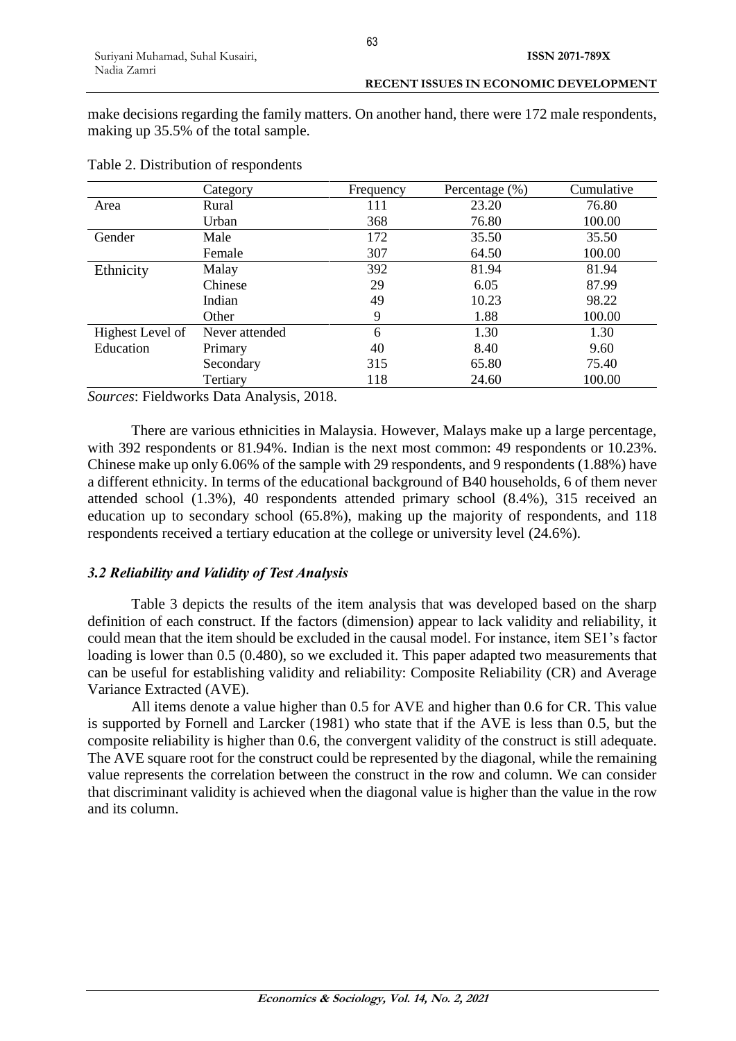make decisions regarding the family matters. On another hand, there were 172 male respondents, making up 35.5% of the total sample.

Table 2. Distribution of respondents

| | Category | Frequency | Percentage (%) | Cumulative |
|---|---|---|---|---|
| Area | Rural | 111 | 23.20 | 76.80 |
| | Urban | 368 | 76.80 | 100.00 |
| Gender | Male | 172 | 35.50 | 35.50 |
| | Female | 307 | 64.50 | 100.00 |
| Ethnicity | Malay | 392 | 81.94 | 81.94 |
| | Chinese | 29 | 6.05 | 87.99 |
| | Indian | 49 | 10.23 | 98.22 |
| | Other | 9 | 1.88 | 100.00 |
| Highest Level of Education | Never attended | 6 | 1.30 | 1.30 |
| | Primary | 40 | 8.40 | 9.60 |
| | Secondary | 315 | 65.80 | 75.40 |
| | Tertiary | 118 | 24.60 | 100.00 |

*Sources*: Fieldworks Data Analysis, 2018.

There are various ethnicities in Malaysia. However, Malays make up a large percentage, with 392 respondents or 81.94%. Indian is the next most common: 49 respondents or 10.23%. Chinese make up only 6.06% of the sample with 29 respondents, and 9 respondents (1.88%) have a different ethnicity. In terms of the educational background of B40 households, 6 of them never attended school (1.3%), 40 respondents attended primary school (8.4%), 315 received an education up to secondary school (65.8%), making up the majority of respondents, and 118 respondents received a tertiary education at the college or university level (24.6%).

### *3.2 Reliability and Validity of Test Analysis*

Table 3 depicts the results of the item analysis that was developed based on the sharp definition of each construct. If the factors (dimension) appear to lack validity and reliability, it could mean that the item should be excluded in the causal model. For instance, item SE1's factor loading is lower than 0.5 (0.480), so we excluded it. This paper adapted two measurements that can be useful for establishing validity and reliability: Composite Reliability (CR) and Average Variance Extracted (AVE).

All items denote a value higher than 0.5 for AVE and higher than 0.6 for CR. This value is supported by Fornell and Larcker (1981) who state that if the AVE is less than 0.5, but the composite reliability is higher than 0.6, the convergent validity of the construct is still adequate. The AVE square root for the construct could be represented by the diagonal, while the remaining value represents the correlation between the construct in the row and column. We can consider that discriminant validity is achieved when the diagonal value is higher than the value in the row and its column.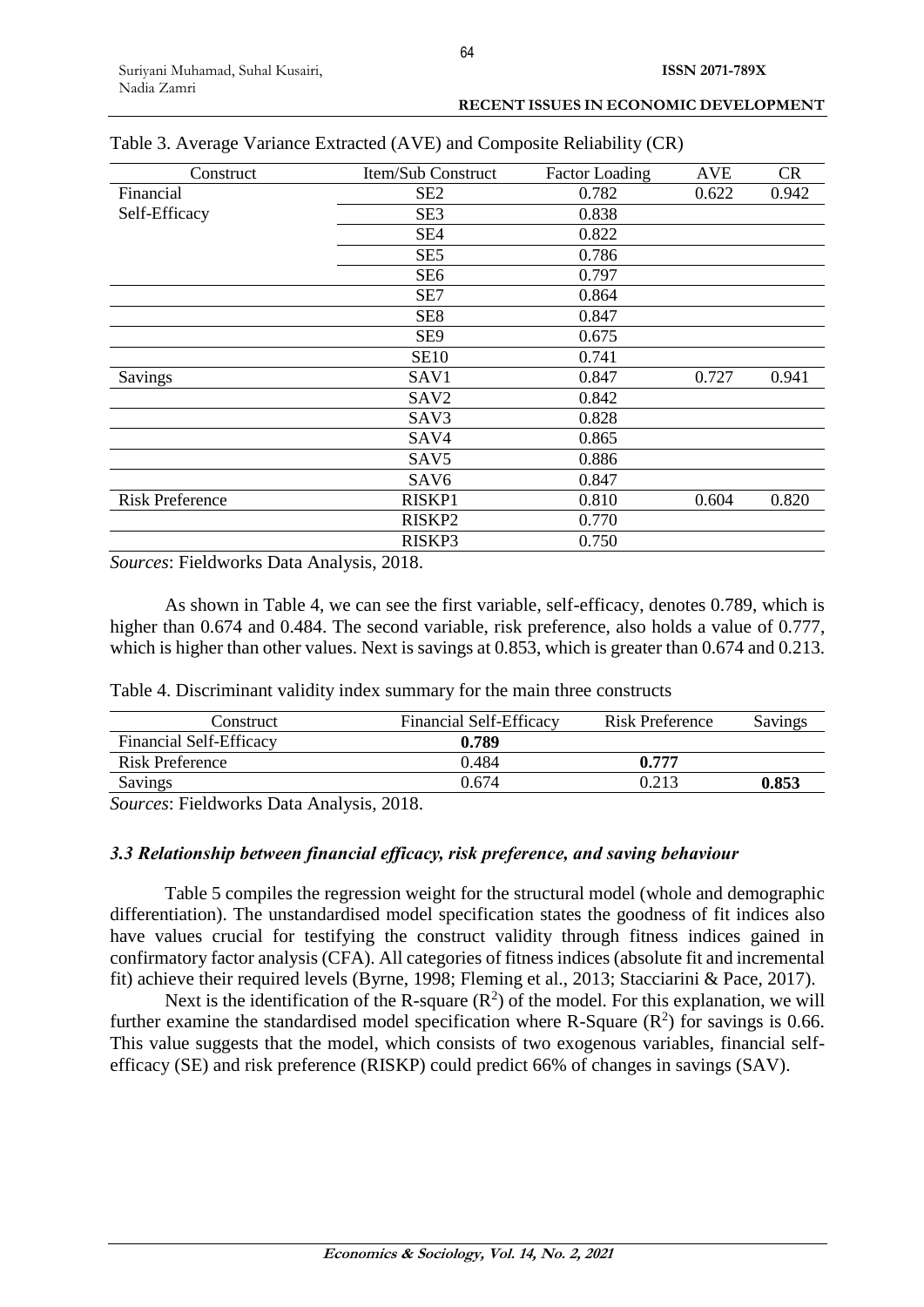Table 3. Average Variance Extracted (AVE) and Composite Reliability (CR)

| Construct | Item/Sub Construct | Factor Loading | AVE | CR |
|---|---|---|---|---|
| Financial Self-Efficacy | SE2 | 0.782 | 0.622 | 0.942 |
| | SE3 | 0.838 | | |
| | SE4 | 0.822 | | |
| | SE5 | 0.786 | | |
| | SE6 | 0.797 | | |
| | SE7 | 0.864 | | |
| | SE8 | 0.847 | | |
| | SE9 | 0.675 | | |
| | SE10 | 0.741 | | |
| Savings | SAV1 | 0.847 | 0.727 | 0.941 |
| | SAV2 | 0.842 | | |
| | SAV3 | 0.828 | | |
| | SAV4 | 0.865 | | |
| | SAV5 | 0.886 | | |
| | SAV6 | 0.847 | | |
| Risk Preference | RISKP1 | 0.810 | 0.604 | 0.820 |
| | RISKP2 | 0.770 | | |
| | RISKP3 | 0.750 | | |

*Sources*: Fieldworks Data Analysis, 2018.

As shown in Table 4, we can see the first variable, self-efficacy, denotes 0.789, which is higher than 0.674 and 0.484. The second variable, risk preference, also holds a value of 0.777, which is higher than other values. Next is savings at 0.853, which is greater than 0.674 and 0.213.

Table 4. Discriminant validity index summary for the main three constructs

| Construct | Financial Self-Efficacy | Risk Preference | Savings |
|---|---|---|---|
| Financial Self-Efficacy | **0.789** | | |
| Risk Preference | 0.484 | **0.777** | |
| Savings | 0.674 | 0.213 | **0.853** |

*Sources*: Fieldworks Data Analysis, 2018.

### *3.3 Relationship between financial efficacy, risk preference, and saving behaviour*

Table 5 compiles the regression weight for the structural model (whole and demographic differentiation). The unstandardised model specification states the goodness of fit indices also have values crucial for testifying the construct validity through fitness indices gained in confirmatory factor analysis (CFA). All categories of fitness indices (absolute fit and incremental fit) achieve their required levels (Byrne, 1998; Fleming et al., 2013; Stacciarini & Pace, 2017).

Next is the identification of the R-square ($R^2$) of the model. For this explanation, we will further examine the standardised model specification where R-Square ($R^2$) for savings is 0.66. This value suggests that the model, which consists of two exogenous variables, financial self-efficacy (SE) and risk preference (RISKP) could predict 66% of changes in savings (SAV).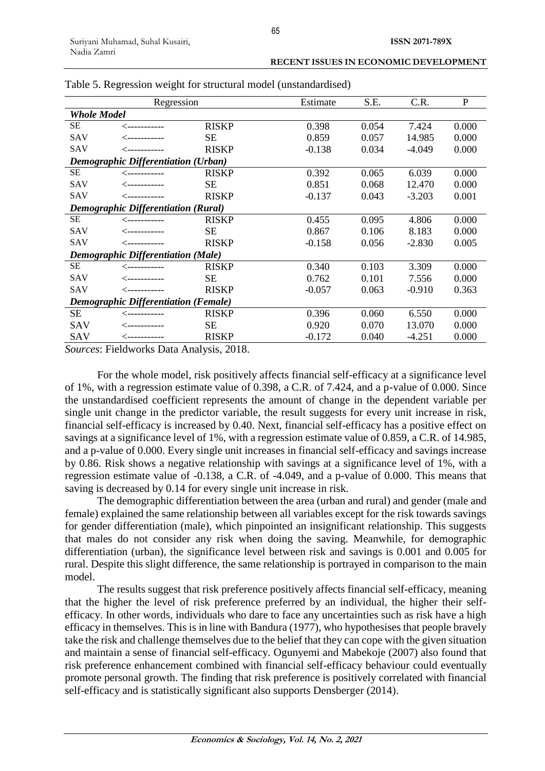Table 5. Regression weight for structural model (unstandardised)

| Regression | | | Estimate | S.E. | C.R. | P |
|---|---|---|---|---|---|---|
| ***Whole Model*** | | | | | | |
| SE | <----------- | RISKP | 0.398 | 0.054 | 7.424 | 0.000 |
| SAV | <----------- | SE | 0.859 | 0.057 | 14.985 | 0.000 |
| SAV | <----------- | RISKP | -0.138 | 0.034 | -4.049 | 0.000 |
| ***Demographic Differentiation (Urban)*** | | | | | | |
| SE | <----------- | RISKP | 0.392 | 0.065 | 6.039 | 0.000 |
| SAV | <----------- | SE | 0.851 | 0.068 | 12.470 | 0.000 |
| SAV | <----------- | RISKP | -0.137 | 0.043 | -3.203 | 0.001 |
| ***Demographic Differentiation (Rural)*** | | | | | | |
| SE | <----------- | RISKP | 0.455 | 0.095 | 4.806 | 0.000 |
| SAV | <----------- | SE | 0.867 | 0.106 | 8.183 | 0.000 |
| SAV | <----------- | RISKP | -0.158 | 0.056 | -2.830 | 0.005 |
| ***Demographic Differentiation (Male)*** | | | | | | |
| SE | <----------- | RISKP | 0.340 | 0.103 | 3.309 | 0.000 |
| SAV | <----------- | SE | 0.762 | 0.101 | 7.556 | 0.000 |
| SAV | <----------- | RISKP | -0.057 | 0.063 | -0.910 | 0.363 |
| ***Demographic Differentiation (Female)*** | | | | | | |
| SE | <----------- | RISKP | 0.396 | 0.060 | 6.550 | 0.000 |
| SAV | <----------- | SE | 0.920 | 0.070 | 13.070 | 0.000 |
| SAV | <----------- | RISKP | -0.172 | 0.040 | -4.251 | 0.000 |

*Sources*: Fieldworks Data Analysis, 2018.

For the whole model, risk positively affects financial self-efficacy at a significance level of 1%, with a regression estimate value of 0.398, a C.R. of 7.424, and a p-value of 0.000. Since the unstandardised coefficient represents the amount of change in the dependent variable per single unit change in the predictor variable, the result suggests for every unit increase in risk, financial self-efficacy is increased by 0.40. Next, financial self-efficacy has a positive effect on savings at a significance level of 1%, with a regression estimate value of 0.859, a C.R. of 14.985, and a p-value of 0.000. Every single unit increases in financial self-efficacy and savings increase by 0.86. Risk shows a negative relationship with savings at a significance level of 1%, with a regression estimate value of -0.138, a C.R. of -4.049, and a p-value of 0.000. This means that saving is decreased by 0.14 for every single unit increase in risk.

The demographic differentiation between the area (urban and rural) and gender (male and female) explained the same relationship between all variables except for the risk towards savings for gender differentiation (male), which pinpointed an insignificant relationship. This suggests that males do not consider any risk when doing the saving. Meanwhile, for demographic differentiation (urban), the significance level between risk and savings is 0.001 and 0.005 for rural. Despite this slight difference, the same relationship is portrayed in comparison to the main model.

The results suggest that risk preference positively affects financial self-efficacy, meaning that the higher the level of risk preference preferred by an individual, the higher their self-efficacy. In other words, individuals who dare to face any uncertainties such as risk have a high efficacy in themselves. This is in line with Bandura (1977), who hypothesises that people bravely take the risk and challenge themselves due to the belief that they can cope with the given situation and maintain a sense of financial self-efficacy. Ogunyemi and Mabekoje (2007) also found that risk preference enhancement combined with financial self-efficacy behaviour could eventually promote personal growth. The finding that risk preference is positively correlated with financial self-efficacy and is statistically significant also supports Densberger (2014).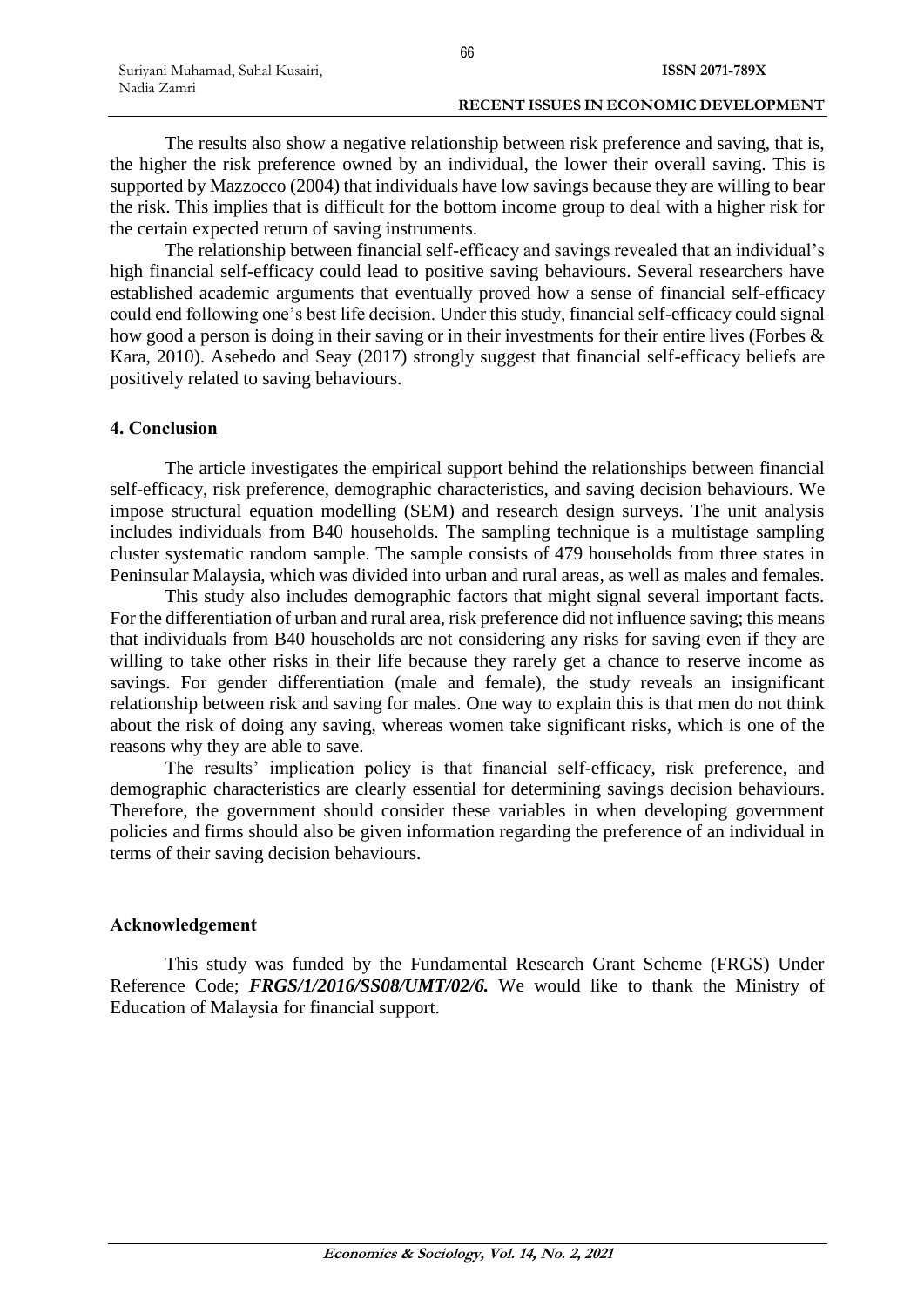The results also show a negative relationship between risk preference and saving, that is, the higher the risk preference owned by an individual, the lower their overall saving. This is supported by Mazzocco (2004) that individuals have low savings because they are willing to bear the risk. This implies that is difficult for the bottom income group to deal with a higher risk for the certain expected return of saving instruments.

The relationship between financial self-efficacy and savings revealed that an individual's high financial self-efficacy could lead to positive saving behaviours. Several researchers have established academic arguments that eventually proved how a sense of financial self-efficacy could end following one's best life decision. Under this study, financial self-efficacy could signal how good a person is doing in their saving or in their investments for their entire lives (Forbes & Kara, 2010). Asebedo and Seay (2017) strongly suggest that financial self-efficacy beliefs are positively related to saving behaviours.

## 4. Conclusion

The article investigates the empirical support behind the relationships between financial self-efficacy, risk preference, demographic characteristics, and saving decision behaviours. We impose structural equation modelling (SEM) and research design surveys. The unit analysis includes individuals from B40 households. The sampling technique is a multistage sampling cluster systematic random sample. The sample consists of 479 households from three states in Peninsular Malaysia, which was divided into urban and rural areas, as well as males and females.

This study also includes demographic factors that might signal several important facts. For the differentiation of urban and rural area, risk preference did not influence saving; this means that individuals from B40 households are not considering any risks for saving even if they are willing to take other risks in their life because they rarely get a chance to reserve income as savings. For gender differentiation (male and female), the study reveals an insignificant relationship between risk and saving for males. One way to explain this is that men do not think about the risk of doing any saving, whereas women take significant risks, which is one of the reasons why they are able to save.

The results' implication policy is that financial self-efficacy, risk preference, and demographic characteristics are clearly essential for determining savings decision behaviours. Therefore, the government should consider these variables in when developing government policies and firms should also be given information regarding the preference of an individual in terms of their saving decision behaviours.

## Acknowledgement

This study was funded by the Fundamental Research Grant Scheme (FRGS) Under Reference Code; ***FRGS/1/2016/SS08/UMT/02/6.*** We would like to thank the Ministry of Education of Malaysia for financial support.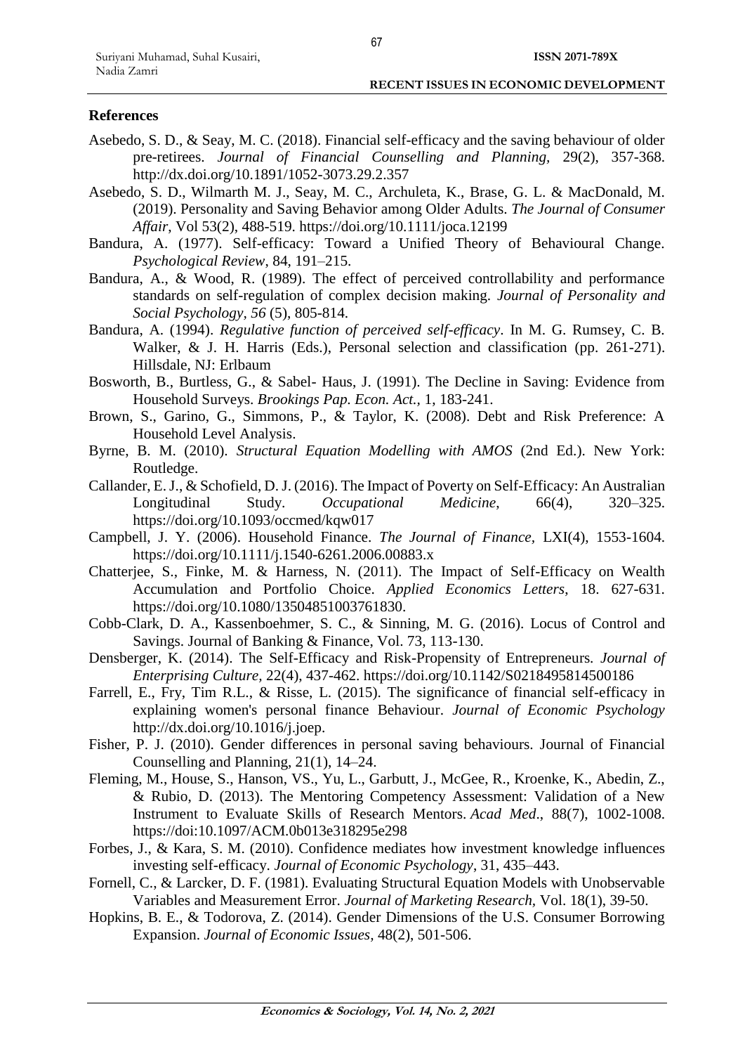## References

Asebedo, S. D., & Seay, M. C. (2018). Financial self-efficacy and the saving behaviour of older pre-retirees. *Journal of Financial Counselling and Planning,* 29(2), 357-368. http://dx.doi.org/10.1891/1052-3073.29.2.357

Asebedo, S. D., Wilmarth M. J., Seay, M. C., Archuleta, K., Brase, G. L. & MacDonald, M. (2019). Personality and Saving Behavior among Older Adults. *The Journal of Consumer Affair*, Vol 53(2), 488-519. https://doi.org/10.1111/joca.12199

Bandura, A. (1977). Self-efficacy: Toward a Unified Theory of Behavioural Change. *Psychological Review*, 84, 191–215.

Bandura, A., & Wood, R. (1989). The effect of perceived controllability and performance standards on self-regulation of complex decision making. *Journal of Personality and Social Psychology*, *56* (5), 805-814.

Bandura, A. (1994). *Regulative function of perceived self-efficacy*. In M. G. Rumsey, C. B. Walker, & J. H. Harris (Eds.), Personal selection and classification (pp. 261-271). Hillsdale, NJ: Erlbaum

Bosworth, B., Burtless, G., & Sabel- Haus, J. (1991). The Decline in Saving: Evidence from Household Surveys. *Brookings Pap. Econ. Act.,* 1, 183-241.

Brown, S., Garino, G., Simmons, P., & Taylor, K. (2008). Debt and Risk Preference: A Household Level Analysis.

Byrne, B. M. (2010). *Structural Equation Modelling with AMOS* (2nd Ed.). New York: Routledge.

Callander, E. J., & Schofield, D. J. (2016). The Impact of Poverty on Self-Efficacy: An Australian Longitudinal Study. *Occupational Medicine*, 66(4), 320–325. https://doi.org/10.1093/occmed/kqw017

Campbell, J. Y. (2006). Household Finance. *The Journal of Finance,* LXI(4), 1553-1604. https://doi.org/10.1111/j.1540-6261.2006.00883.x

Chatterjee, S., Finke, M. & Harness, N. (2011). The Impact of Self-Efficacy on Wealth Accumulation and Portfolio Choice. *Applied Economics Letters*, 18. 627-631. https://doi.org/10.1080/13504851003761830.

Cobb-Clark, D. A., Kassenboehmer, S. C., & Sinning, M. G. (2016). Locus of Control and Savings. Journal of Banking & Finance, Vol. 73, 113-130.

Densberger, K. (2014). The Self-Efficacy and Risk-Propensity of Entrepreneurs. *Journal of Enterprising Culture,* 22(4), 437-462. https://doi.org/10.1142/S0218495814500186

Farrell, E., Fry, Tim R.L., & Risse, L. (2015). The significance of financial self-efficacy in explaining women's personal finance Behaviour. *Journal of Economic Psychology* http://dx.doi.org/10.1016/j.joep.

Fisher, P. J. (2010). Gender differences in personal saving behaviours. Journal of Financial Counselling and Planning, 21(1), 14–24.

Fleming, M., House, S., Hanson, VS., Yu, L., Garbutt, J., McGee, R., Kroenke, K., Abedin, Z., & Rubio, D. (2013). The Mentoring Competency Assessment: Validation of a New Instrument to Evaluate Skills of Research Mentors. *Acad Med*., 88(7), 1002-1008. https://doi:10.1097/ACM.0b013e318295e298

Forbes, J., & Kara, S. M. (2010). Confidence mediates how investment knowledge influences investing self-efficacy. *Journal of Economic Psychology*, 31, 435–443.

Fornell, C., & Larcker, D. F. (1981). Evaluating Structural Equation Models with Unobservable Variables and Measurement Error. *Journal of Marketing Research,* Vol. 18(1), 39-50.

Hopkins, B. E., & Todorova, Z. (2014). Gender Dimensions of the U.S. Consumer Borrowing Expansion. *Journal of Economic Issues*, 48(2), 501-506.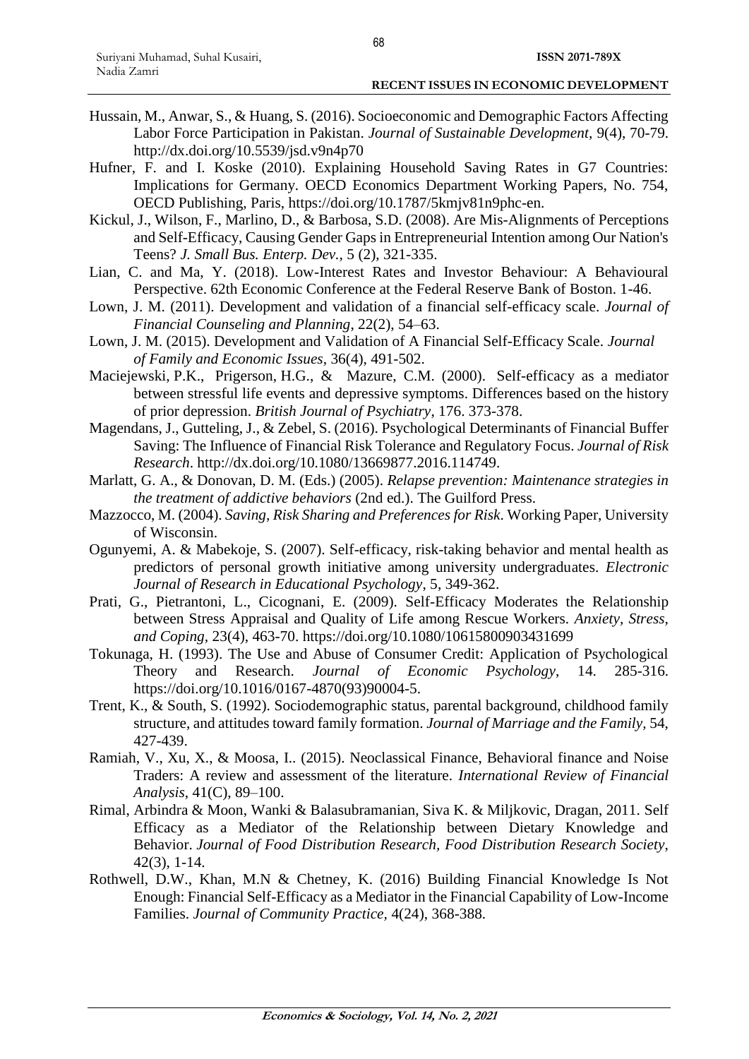Hussain, M., Anwar, S., & Huang, S. (2016). Socioeconomic and Demographic Factors Affecting Labor Force Participation in Pakistan. *Journal of Sustainable Development*, 9(4), 70-79. http://dx.doi.org/10.5539/jsd.v9n4p70

Hufner, F. and I. Koske (2010). Explaining Household Saving Rates in G7 Countries: Implications for Germany. OECD Economics Department Working Papers, No. 754, OECD Publishing, Paris, https://doi.org/10.1787/5kmjv81n9phc-en.

Kickul, J., Wilson, F., Marlino, D., & Barbosa, S.D. (2008). Are Mis-Alignments of Perceptions and Self-Efficacy, Causing Gender Gaps in Entrepreneurial Intention among Our Nation's Teens? *J. Small Bus. Enterp. Dev.,* 5 (2), 321-335.

Lian, C. and Ma, Y. (2018). Low-Interest Rates and Investor Behaviour: A Behavioural Perspective. 62th Economic Conference at the Federal Reserve Bank of Boston. 1-46.

Lown, J. M. (2011). Development and validation of a financial self-efficacy scale. *Journal of Financial Counseling and Planning*, 22(2), 54–63.

Lown, J. M. (2015). Development and Validation of A Financial Self-Efficacy Scale. *Journal of Family and Economic Issues*, 36(4), 491-502.

Maciejewski, P.K., Prigerson, H.G., & Mazure, C.M. (2000). Self-efficacy as a mediator between stressful life events and depressive symptoms. Differences based on the history of prior depression. *British Journal of Psychiatry*, 176. 373-378.

Magendans, J., Gutteling, J., & Zebel, S. (2016). Psychological Determinants of Financial Buffer Saving: The Influence of Financial Risk Tolerance and Regulatory Focus. *Journal of Risk Research*. http://dx.doi.org/10.1080/13669877.2016.114749.

Marlatt, G. A., & Donovan, D. M. (Eds.) (2005). *Relapse prevention: Maintenance strategies in the treatment of addictive behaviors* (2nd ed.). The Guilford Press.

Mazzocco, M. (2004). *Saving, Risk Sharing and Preferences for Risk*. Working Paper, University of Wisconsin.

Ogunyemi, A. & Mabekoje, S. (2007). Self-efficacy, risk-taking behavior and mental health as predictors of personal growth initiative among university undergraduates. *Electronic Journal of Research in Educational Psychology*, 5, 349-362.

Prati, G., Pietrantoni, L., Cicognani, E. (2009). Self-Efficacy Moderates the Relationship between Stress Appraisal and Quality of Life among Rescue Workers. *Anxiety, Stress, and Coping*, 23(4), 463-70. https://doi.org/10.1080/10615800903431699

Tokunaga, H. (1993). The Use and Abuse of Consumer Credit: Application of Psychological Theory and Research. *Journal of Economic Psychology*, 14. 285-316. https://doi.org/10.1016/0167-4870(93)90004-5.

Trent, K., & South, S. (1992). Sociodemographic status, parental background, childhood family structure, and attitudes toward family formation. *Journal of Marriage and the Family*, 54, 427-439.

Ramiah, V., Xu, X., & Moosa, I.. (2015). Neoclassical Finance, Behavioral finance and Noise Traders: A review and assessment of the literature. *International Review of Financial Analysis*, 41(C), 89–100.

Rimal, Arbindra & Moon, Wanki & Balasubramanian, Siva K. & Miljkovic, Dragan, 2011. Self Efficacy as a Mediator of the Relationship between Dietary Knowledge and Behavior. *Journal of Food Distribution Research, Food Distribution Research Society*, 42(3), 1-14.

Rothwell, D.W., Khan, M.N & Chetney, K. (2016) Building Financial Knowledge Is Not Enough: Financial Self-Efficacy as a Mediator in the Financial Capability of Low-Income Families. *Journal of Community Practice*, 4(24), 368-388.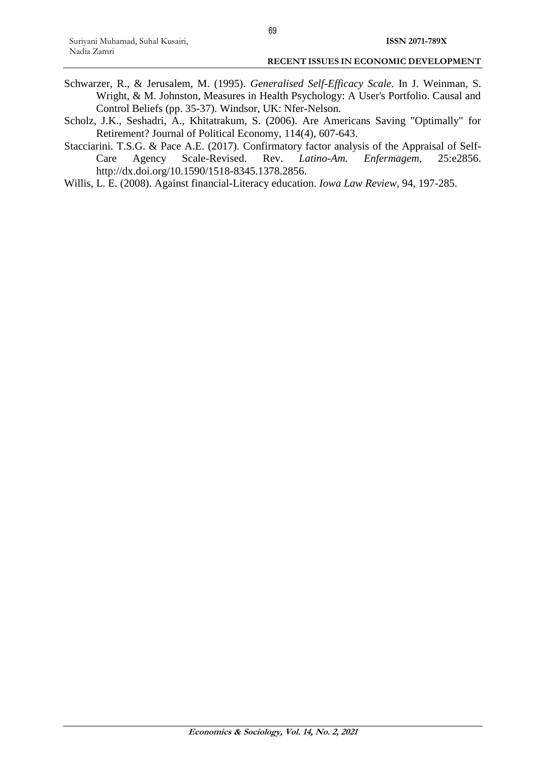Schwarzer, R., & Jerusalem, M. (1995). *Generalised Self-Efficacy Scale*. In J. Weinman, S. Wright, & M. Johnston, Measures in Health Psychology: A User's Portfolio. Causal and Control Beliefs (pp. 35-37). Windsor, UK: Nfer-Nelson.

Scholz, J.K., Seshadri, A., Khitatrakum, S. (2006). Are Americans Saving "Optimally" for Retirement? Journal of Political Economy, 114(4), 607-643.

Stacciarini. T.S.G. & Pace A.E. (2017). Confirmatory factor analysis of the Appraisal of Self-Care Agency Scale-Revised. Rev. *Latino-Am. Enfermagem*, 25:e2856. http://dx.doi.org/10.1590/1518-8345.1378.2856.

Willis, L. E. (2008). Against financial-Literacy education. *Iowa Law Review*, 94, 197-285.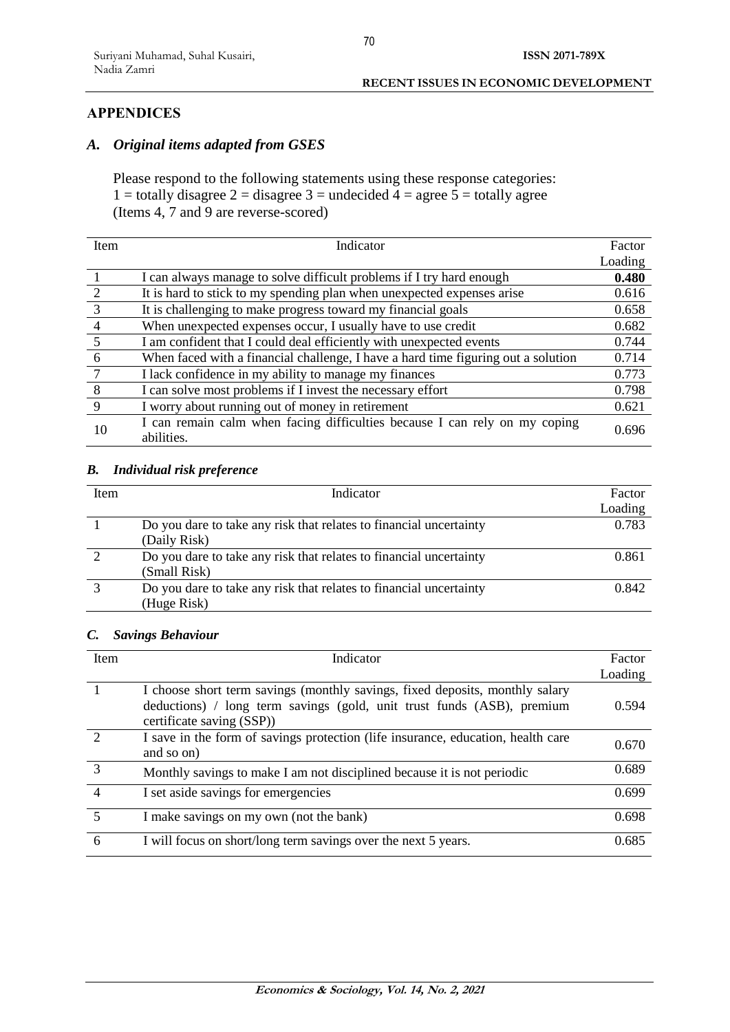## APPENDICES

### *A. Original items adapted from GSES*

Please respond to the following statements using these response categories:
1 = totally disagree 2 = disagree 3 = undecided 4 = agree 5 = totally agree
(Items 4, 7 and 9 are reverse-scored)

| Item | Indicator | Factor Loading |
|---|---|---|
| 1 | I can always manage to solve difficult problems if I try hard enough | **0.480** |
| 2 | It is hard to stick to my spending plan when unexpected expenses arise | 0.616 |
| 3 | It is challenging to make progress toward my financial goals | 0.658 |
| 4 | When unexpected expenses occur, I usually have to use credit | 0.682 |
| 5 | I am confident that I could deal efficiently with unexpected events | 0.744 |
| 6 | When faced with a financial challenge, I have a hard time figuring out a solution | 0.714 |
| 7 | I lack confidence in my ability to manage my finances | 0.773 |
| 8 | I can solve most problems if I invest the necessary effort | 0.798 |
| 9 | I worry about running out of money in retirement | 0.621 |
| 10 | I can remain calm when facing difficulties because I can rely on my coping abilities. | 0.696 |

### *B. Individual risk preference*

| Item | Indicator | Factor Loading |
|---|---|---|
| 1 | Do you dare to take any risk that relates to financial uncertainty (Daily Risk) | 0.783 |
| 2 | Do you dare to take any risk that relates to financial uncertainty (Small Risk) | 0.861 |
| 3 | Do you dare to take any risk that relates to financial uncertainty (Huge Risk) | 0.842 |

### *C. Savings Behaviour*

| Item | Indicator | Factor Loading |
|---|---|---|
| 1 | I choose short term savings (monthly savings, fixed deposits, monthly salary deductions) / long term savings (gold, unit trust funds (ASB), premium certificate saving (SSP)) | 0.594 |
| 2 | I save in the form of savings protection (life insurance, education, health care and so on) | 0.670 |
| 3 | Monthly savings to make I am not disciplined because it is not periodic | 0.689 |
| 4 | I set aside savings for emergencies | 0.699 |
| 5 | I make savings on my own (not the bank) | 0.698 |
| 6 | I will focus on short/long term savings over the next 5 years. | 0.685 |